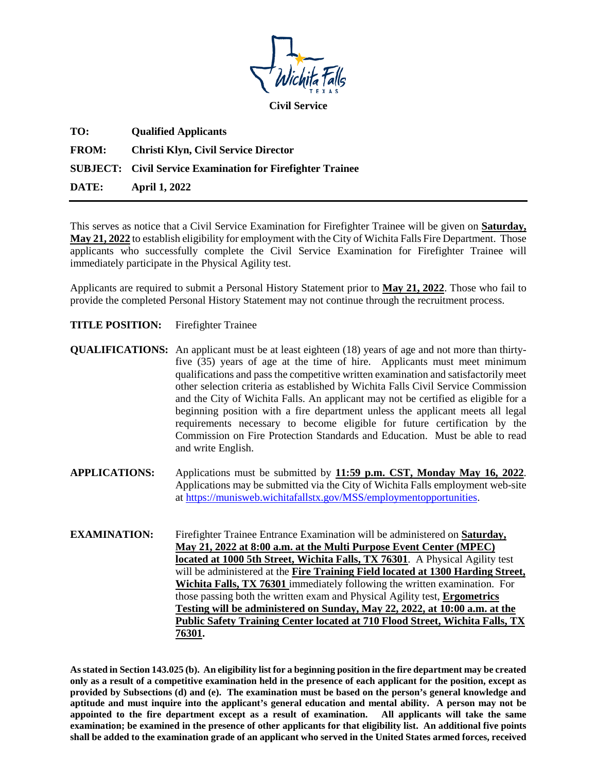**Civil Service**

**TO:** **Qualified Applicants**

**FROM:** **Christi Klyn, Civil Service Director**

**SUBJECT:** **Civil Service Examination for Firefighter Trainee**

**DATE:** **April 1, 2022**

---

This serves as notice that a Civil Service Examination for Firefighter Trainee will be given on **Saturday, May 21, 2022** to establish eligibility for employment with the City of Wichita Falls Fire Department. Those applicants who successfully complete the Civil Service Examination for Firefighter Trainee will immediately participate in the Physical Agility test.

Applicants are required to submit a Personal History Statement prior to **May 21, 2022**. Those who fail to provide the completed Personal History Statement may not continue through the recruitment process.

**TITLE POSITION:** Firefighter Trainee

**QUALIFICATIONS:** An applicant must be at least eighteen (18) years of age and not more than thirty-five (35) years of age at the time of hire. Applicants must meet minimum qualifications and pass the competitive written examination and satisfactorily meet other selection criteria as established by Wichita Falls Civil Service Commission and the City of Wichita Falls. An applicant may not be certified as eligible for a beginning position with a fire department unless the applicant meets all legal requirements necessary to become eligible for future certification by the Commission on Fire Protection Standards and Education. Must be able to read and write English.

**APPLICATIONS:** Applications must be submitted by **11:59 p.m. CST, Monday May 16, 2022**. Applications may be submitted via the City of Wichita Falls employment web-site at [https://munisweb.wichitafallstx.gov/MSS/employmentopportunities](https://munisweb.wichitafallstx.gov/MSS/employmentopportunities).

**EXAMINATION:** Firefighter Trainee Entrance Examination will be administered on **Saturday, May 21, 2022 at 8:00 a.m. at the Multi Purpose Event Center (MPEC) located at 1000 5th Street, Wichita Falls, TX 76301**. A Physical Agility test will be administered at the **Fire Training Field located at 1300 Harding Street, Wichita Falls, TX 76301** immediately following the written examination. For those passing both the written exam and Physical Agility test, **Ergometrics Testing will be administered on Sunday, May 22, 2022, at 10:00 a.m. at the Public Safety Training Center located at 710 Flood Street, Wichita Falls, TX 76301.**

**As stated in Section 143.025 (b). An eligibility list for a beginning position in the fire department may be created only as a result of a competitive examination held in the presence of each applicant for the position, except as provided by Subsections (d) and (e). The examination must be based on the person's general knowledge and aptitude and must inquire into the applicant's general education and mental ability. A person may not be appointed to the fire department except as a result of examination. All applicants will take the same examination; be examined in the presence of other applicants for that eligibility list. An additional five points shall be added to the examination grade of an applicant who served in the United States armed forces, received**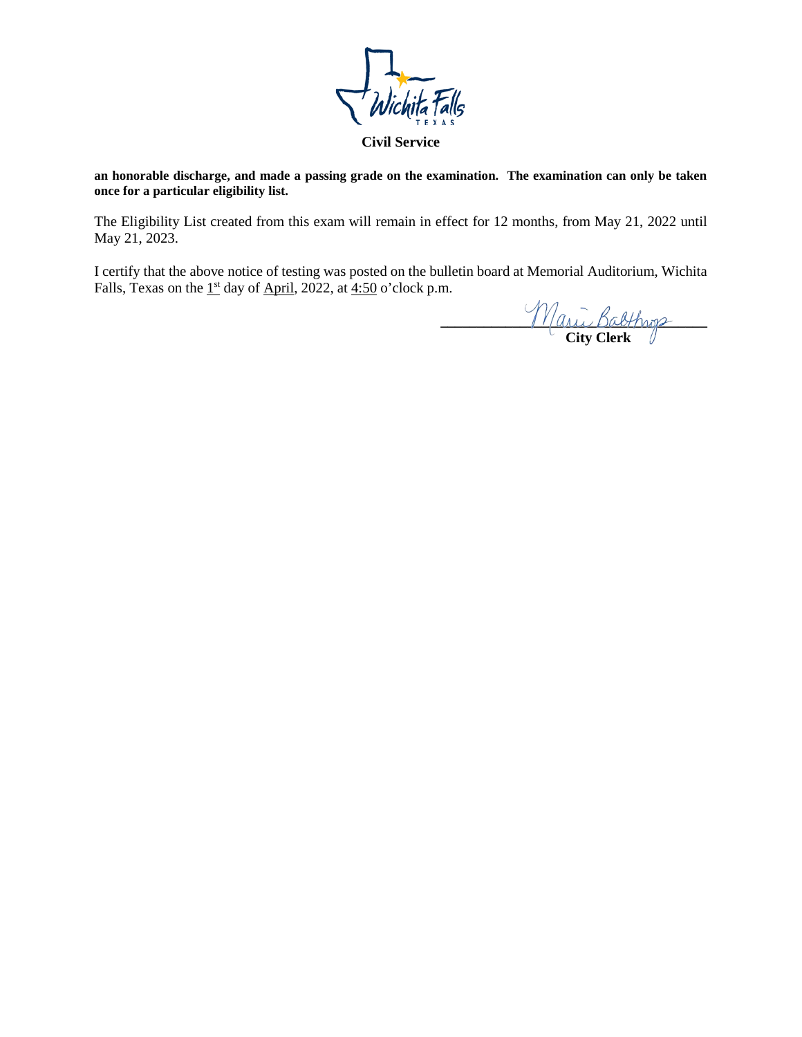**Civil Service**

**an honorable discharge, and made a passing grade on the examination. The examination can only be taken once for a particular eligibility list.**

The Eligibility List created from this exam will remain in effect for 12 months, from May 21, 2022 until May 21, 2023.

I certify that the above notice of testing was posted on the bulletin board at Memorial Auditorium, Wichita Falls, Texas on the 1st day of April, 2022, at 4:50 o'clock p.m.

Marie Balthrop

**City Clerk**